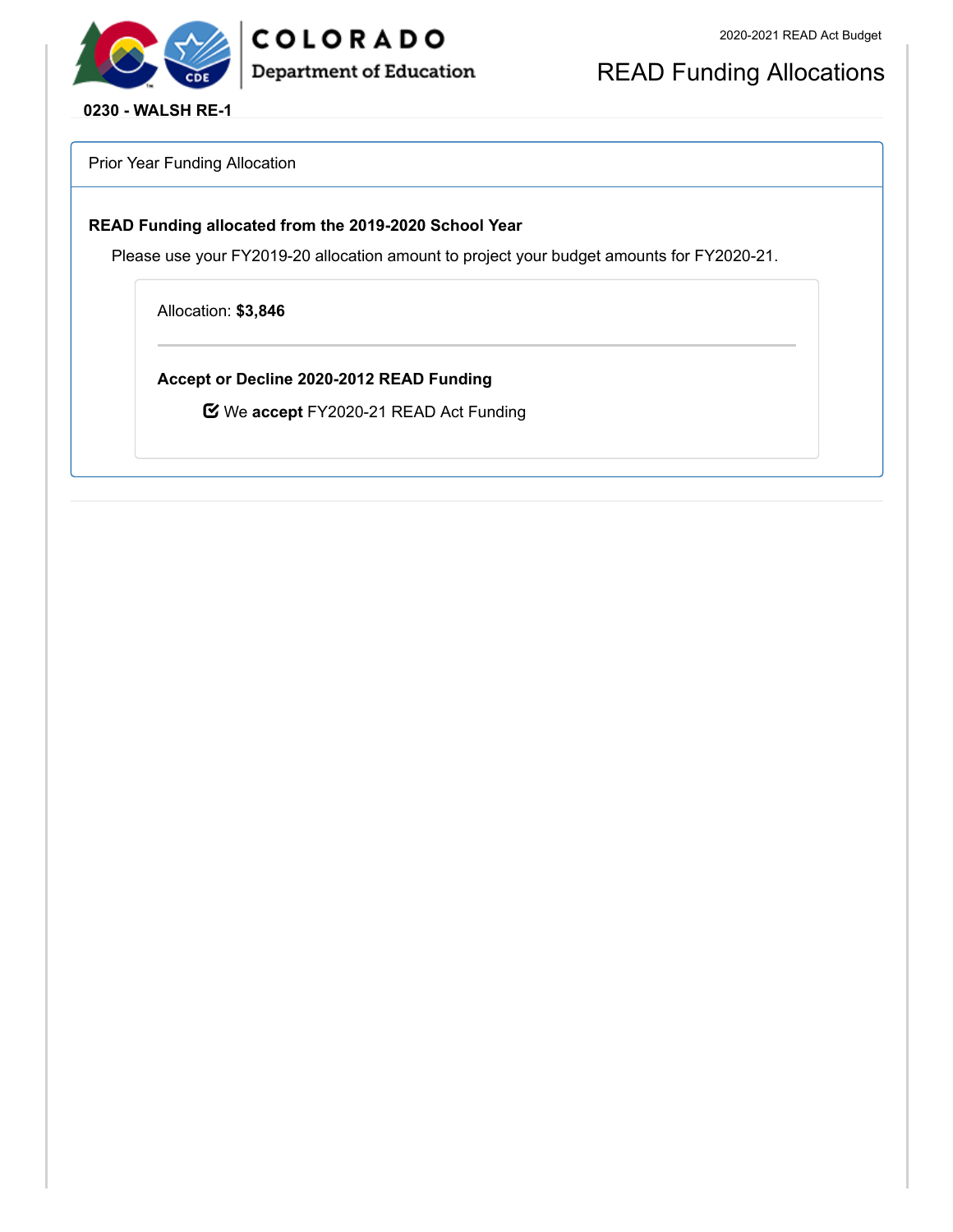COLORADO
Department of Education

2020-2021 READ Act Budget

# READ Funding Allocations

**0230 - WALSH RE-1**

## Prior Year Funding Allocation

**READ Funding allocated from the 2019-2020 School Year**

Please use your FY2019-20 allocation amount to project your budget amounts for FY2020-21.

Allocation: **$3,846**

---

**Accept or Decline 2020-2012 READ Funding**

☑ We **accept** FY2020-21 READ Act Funding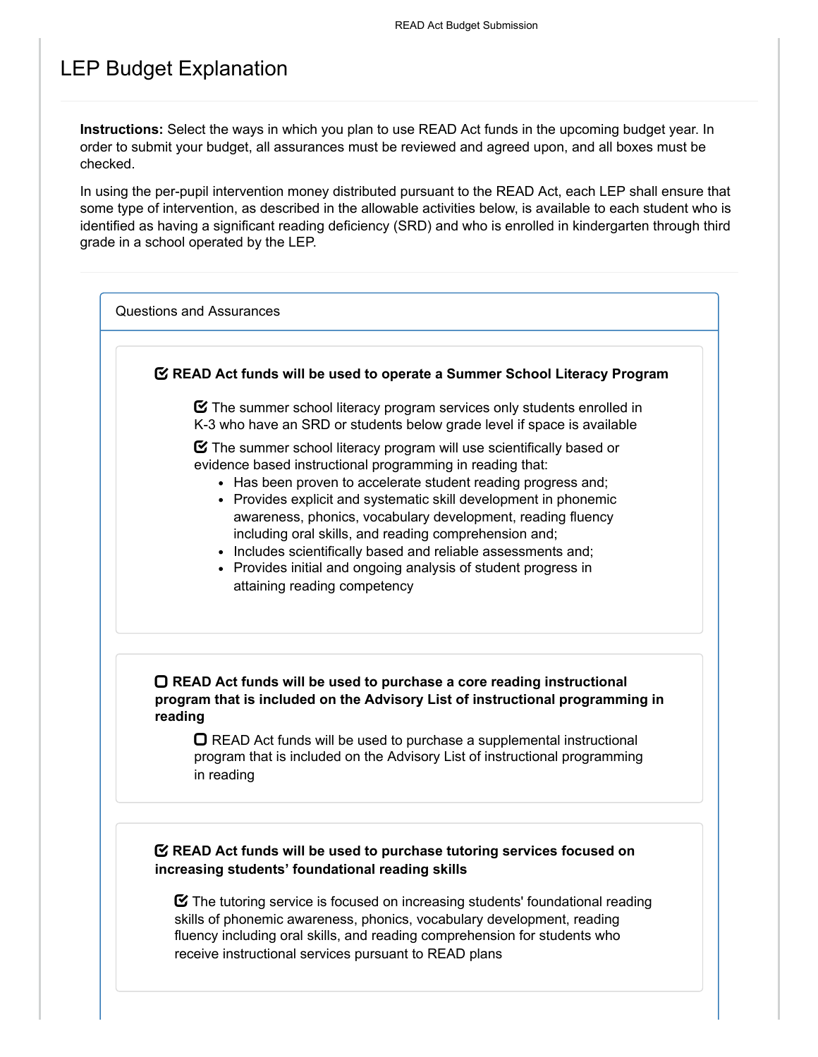# LEP Budget Explanation

**Instructions:** Select the ways in which you plan to use READ Act funds in the upcoming budget year. In order to submit your budget, all assurances must be reviewed and agreed upon, and all boxes must be checked.

In using the per-pupil intervention money distributed pursuant to the READ Act, each LEP shall ensure that some type of intervention, as described in the allowable activities below, is available to each student who is identified as having a significant reading deficiency (SRD) and who is enrolled in kindergarten through third grade in a school operated by the LEP.

## Questions and Assurances

☑ **READ Act funds will be used to operate a Summer School Literacy Program**

☑ The summer school literacy program services only students enrolled in K-3 who have an SRD or students below grade level if space is available

☑ The summer school literacy program will use scientifically based or evidence based instructional programming in reading that:

- Has been proven to accelerate student reading progress and;
- Provides explicit and systematic skill development in phonemic awareness, phonics, vocabulary development, reading fluency including oral skills, and reading comprehension and;
- Includes scientifically based and reliable assessments and;
- Provides initial and ongoing analysis of student progress in attaining reading competency

☐ **READ Act funds will be used to purchase a core reading instructional program that is included on the Advisory List of instructional programming in reading**

☐ READ Act funds will be used to purchase a supplemental instructional program that is included on the Advisory List of instructional programming in reading

☑ **READ Act funds will be used to purchase tutoring services focused on increasing students' foundational reading skills**

☑ The tutoring service is focused on increasing students' foundational reading skills of phonemic awareness, phonics, vocabulary development, reading fluency including oral skills, and reading comprehension for students who receive instructional services pursuant to READ plans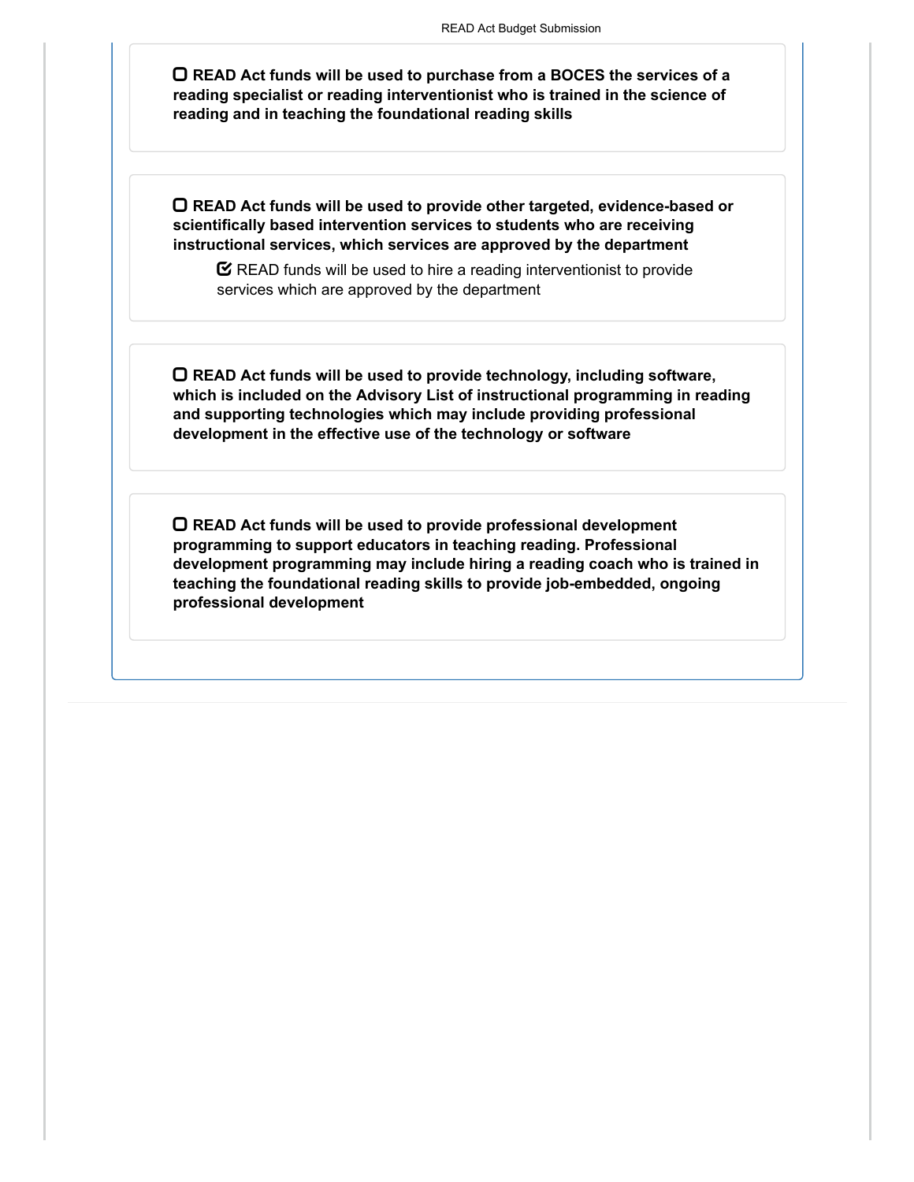- [ ] **READ Act funds will be used to purchase from a BOCES the services of a reading specialist or reading interventionist who is trained in the science of reading and in teaching the foundational reading skills**

- [ ] **READ Act funds will be used to provide other targeted, evidence-based or scientifically based intervention services to students who are receiving instructional services, which services are approved by the department**
  - [x] READ funds will be used to hire a reading interventionist to provide services which are approved by the department

- [ ] **READ Act funds will be used to provide technology, including software, which is included on the Advisory List of instructional programming in reading and supporting technologies which may include providing professional development in the effective use of the technology or software**

- [ ] **READ Act funds will be used to provide professional development programming to support educators in teaching reading. Professional development programming may include hiring a reading coach who is trained in teaching the foundational reading skills to provide job-embedded, ongoing professional development**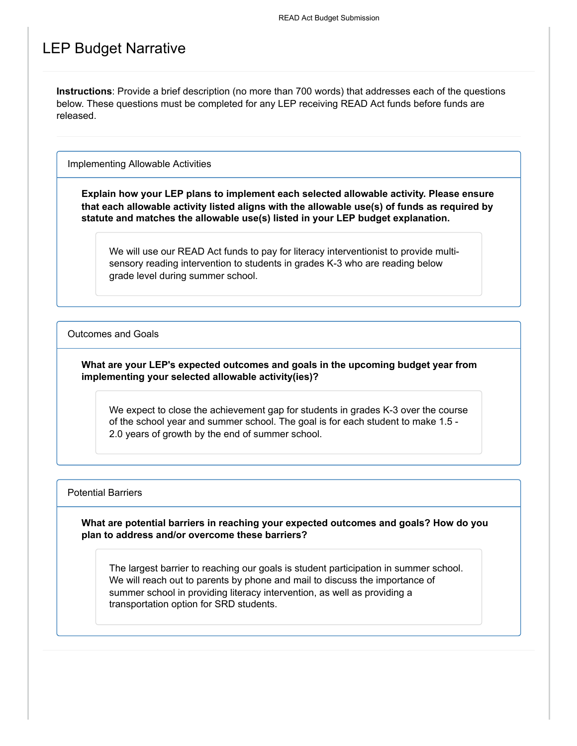# LEP Budget Narrative

**Instructions**: Provide a brief description (no more than 700 words) that addresses each of the questions below. These questions must be completed for any LEP receiving READ Act funds before funds are released.

## Implementing Allowable Activities

**Explain how your LEP plans to implement each selected allowable activity. Please ensure that each allowable activity listed aligns with the allowable use(s) of funds as required by statute and matches the allowable use(s) listed in your LEP budget explanation.**

We will use our READ Act funds to pay for literacy interventionist to provide multi-sensory reading intervention to students in grades K-3 who are reading below grade level during summer school.

## Outcomes and Goals

**What are your LEP's expected outcomes and goals in the upcoming budget year from implementing your selected allowable activity(ies)?**

We expect to close the achievement gap for students in grades K-3 over the course of the school year and summer school. The goal is for each student to make 1.5 - 2.0 years of growth by the end of summer school.

## Potential Barriers

**What are potential barriers in reaching your expected outcomes and goals? How do you plan to address and/or overcome these barriers?**

The largest barrier to reaching our goals is student participation in summer school. We will reach out to parents by phone and mail to discuss the importance of summer school in providing literacy intervention, as well as providing a transportation option for SRD students.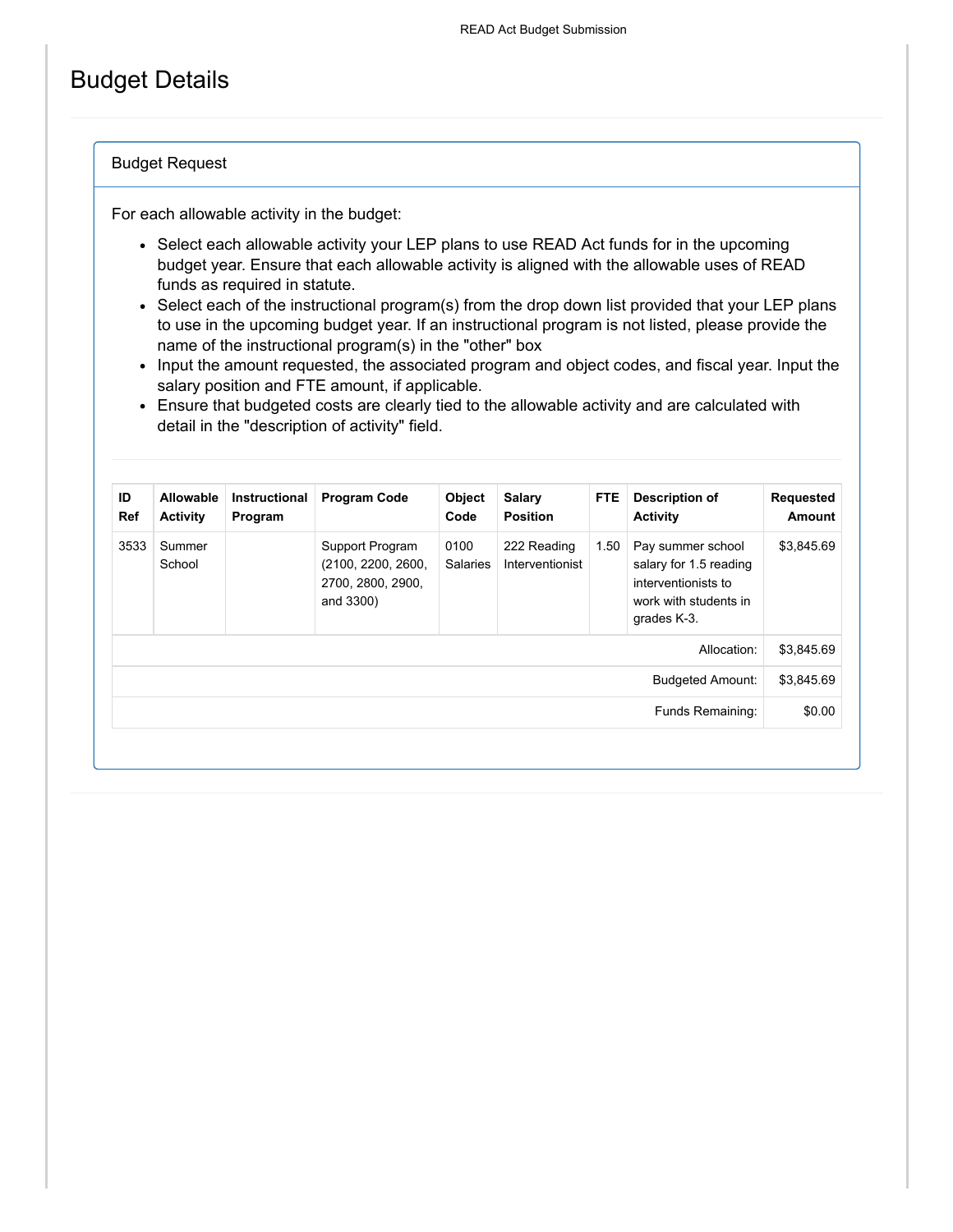# Budget Details

## Budget Request

For each allowable activity in the budget:

- Select each allowable activity your LEP plans to use READ Act funds for in the upcoming budget year. Ensure that each allowable activity is aligned with the allowable uses of READ funds as required in statute.
- Select each of the instructional program(s) from the drop down list provided that your LEP plans to use in the upcoming budget year. If an instructional program is not listed, please provide the name of the instructional program(s) in the "other" box
- Input the amount requested, the associated program and object codes, and fiscal year. Input the salary position and FTE amount, if applicable.
- Ensure that budgeted costs are clearly tied to the allowable activity and are calculated with detail in the "description of activity" field.

| ID Ref | Allowable Activity | Instructional Program | Program Code | Object Code | Salary Position | FTE | Description of Activity | Requested Amount |
|---|---|---|---|---|---|---|---|---|
| 3533 | Summer School | | Support Program (2100, 2200, 2600, 2700, 2800, 2900, and 3300) | 0100 Salaries | 222 Reading Interventionist | 1.50 | Pay summer school salary for 1.5 reading interventionists to work with students in grades K-3. | $3,845.69 |
| | | | | | | | Allocation: | $3,845.69 |
| | | | | | | | Budgeted Amount: | $3,845.69 |
| | | | | | | | Funds Remaining: | $0.00 |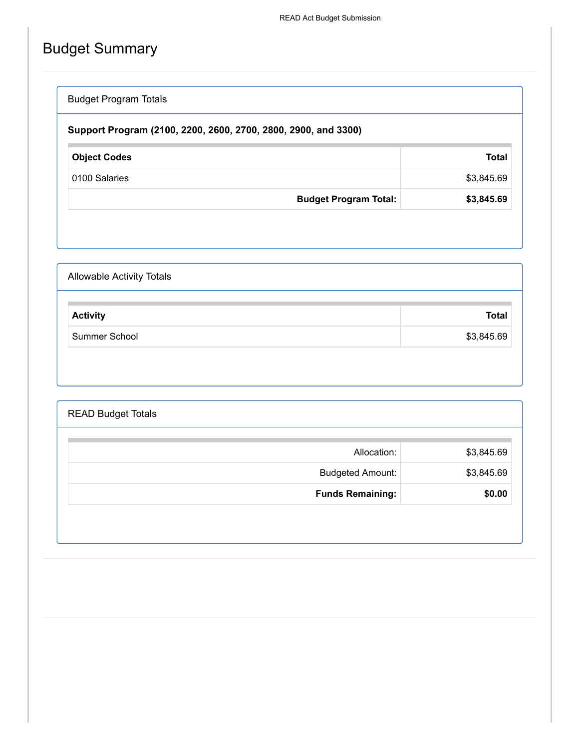# Budget Summary

## Budget Program Totals

**Support Program (2100, 2200, 2600, 2700, 2800, 2900, and 3300)**

| Object Codes | Total |
|---|---|
| 0100 Salaries | $3,845.69 |
| **Budget Program Total:** | **$3,845.69** |

## Allowable Activity Totals

| Activity | Total |
|---|---|
| Summer School | $3,845.69 |

## READ Budget Totals

| | |
|---|---|
| Allocation: | $3,845.69 |
| Budgeted Amount: | $3,845.69 |
| **Funds Remaining:** | **$0.00** |